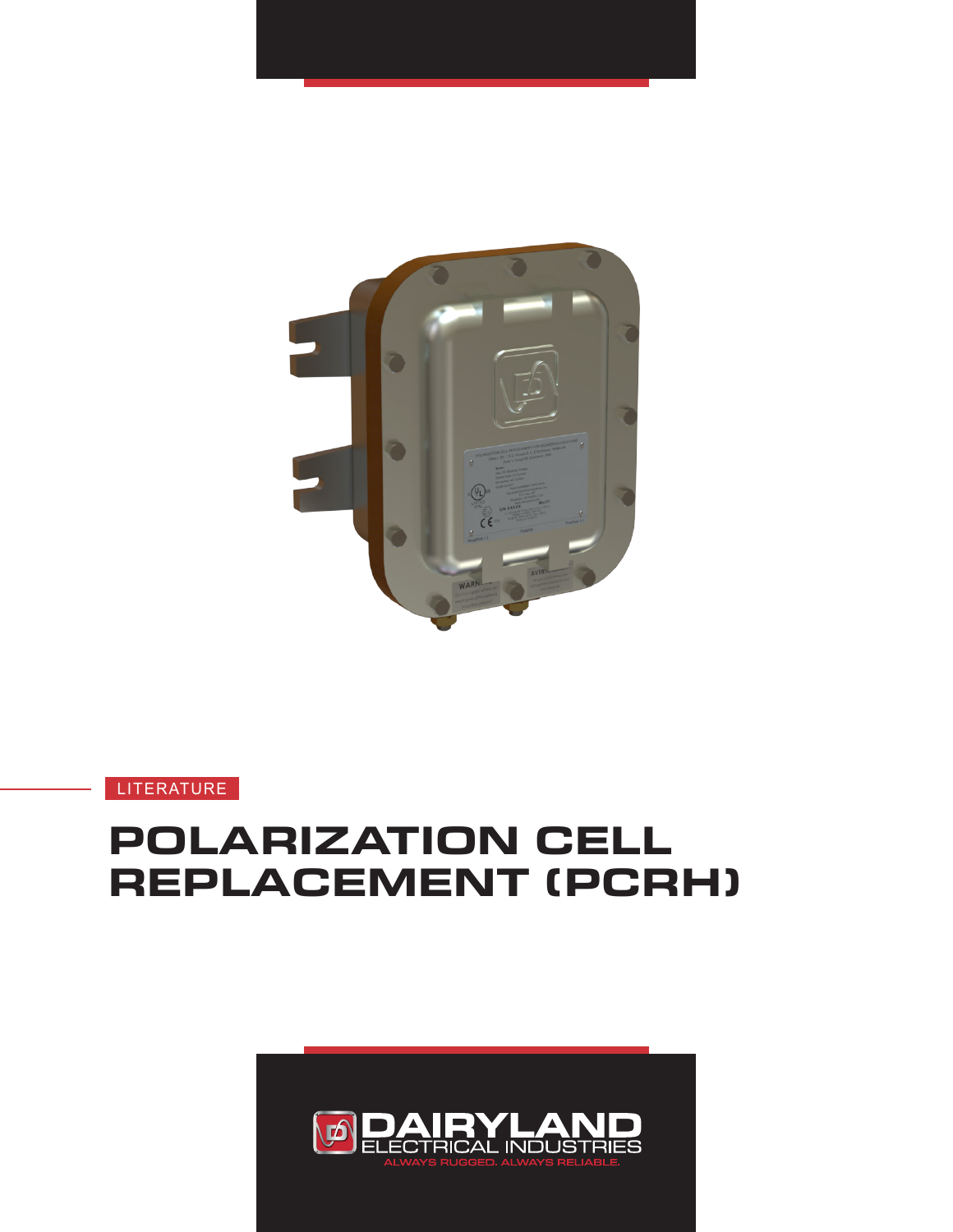LITERATURE

# POLARIZATION CELL REPLACEMENT (PCRH)

DAIRYLAND
ELECTRICAL INDUSTRIES
ALWAYS RUGGED. ALWAYS RELIABLE.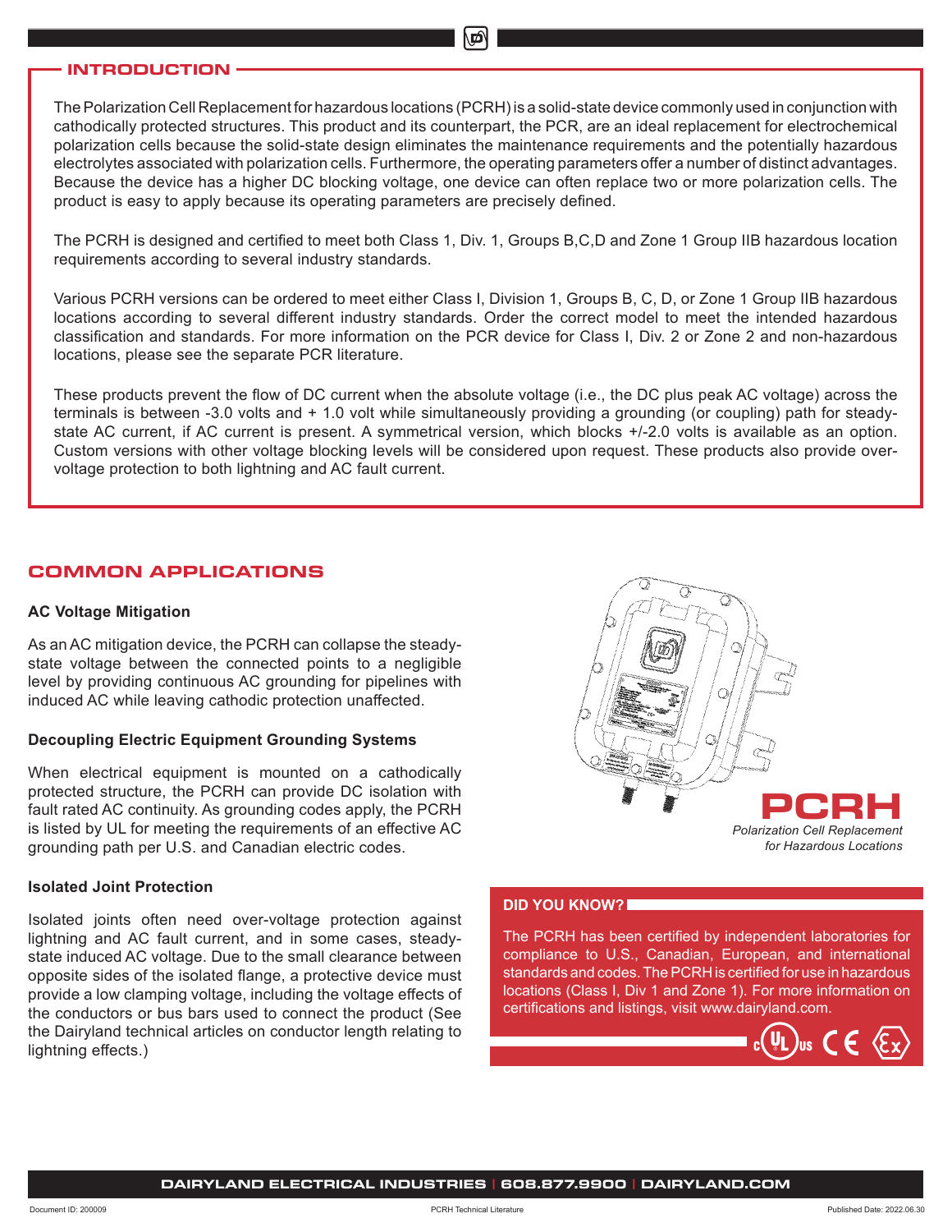## INTRODUCTION

The Polarization Cell Replacement for hazardous locations (PCRH) is a solid-state device commonly used in conjunction with cathodically protected structures. This product and its counterpart, the PCR, are an ideal replacement for electrochemical polarization cells because the solid-state design eliminates the maintenance requirements and the potentially hazardous electrolytes associated with polarization cells. Furthermore, the operating parameters offer a number of distinct advantages. Because the device has a higher DC blocking voltage, one device can often replace two or more polarization cells. The product is easy to apply because its operating parameters are precisely defined.

The PCRH is designed and certified to meet both Class 1, Div. 1, Groups B,C,D and Zone 1 Group IIB hazardous location requirements according to several industry standards.

Various PCRH versions can be ordered to meet either Class I, Division 1, Groups B, C, D, or Zone 1 Group IIB hazardous locations according to several different industry standards. Order the correct model to meet the intended hazardous classification and standards. For more information on the PCR device for Class I, Div. 2 or Zone 2 and non-hazardous locations, please see the separate PCR literature.

These products prevent the flow of DC current when the absolute voltage (i.e., the DC plus peak AC voltage) across the terminals is between -3.0 volts and + 1.0 volt while simultaneously providing a grounding (or coupling) path for steady-state AC current, if AC current is present. A symmetrical version, which blocks +/-2.0 volts is available as an option. Custom versions with other voltage blocking levels will be considered upon request. These products also provide over-voltage protection to both lightning and AC fault current.

## COMMON APPLICATIONS

### AC Voltage Mitigation

As an AC mitigation device, the PCRH can collapse the steady-state voltage between the connected points to a negligible level by providing continuous AC grounding for pipelines with induced AC while leaving cathodic protection unaffected.

### Decoupling Electric Equipment Grounding Systems

When electrical equipment is mounted on a cathodically protected structure, the PCRH can provide DC isolation with fault rated AC continuity. As grounding codes apply, the PCRH is listed by UL for meeting the requirements of an effective AC grounding path per U.S. and Canadian electric codes.

### Isolated Joint Protection

Isolated joints often need over-voltage protection against lightning and AC fault current, and in some cases, steady-state induced AC voltage. Due to the small clearance between opposite sides of the isolated flange, a protective device must provide a low clamping voltage, including the voltage effects of the conductors or bus bars used to connect the product (See the Dairyland technical articles on conductor length relating to lightning effects.)

**PCRH**

*Polarization Cell Replacement for Hazardous Locations*

**DID YOU KNOW?**

The PCRH has been certified by independent laboratories for compliance to U.S., Canadian, European, and international standards and codes. The PCRH is certified for use in hazardous locations (Class I, Div 1 and Zone 1). For more information on certifications and listings, visit www.dairyland.com.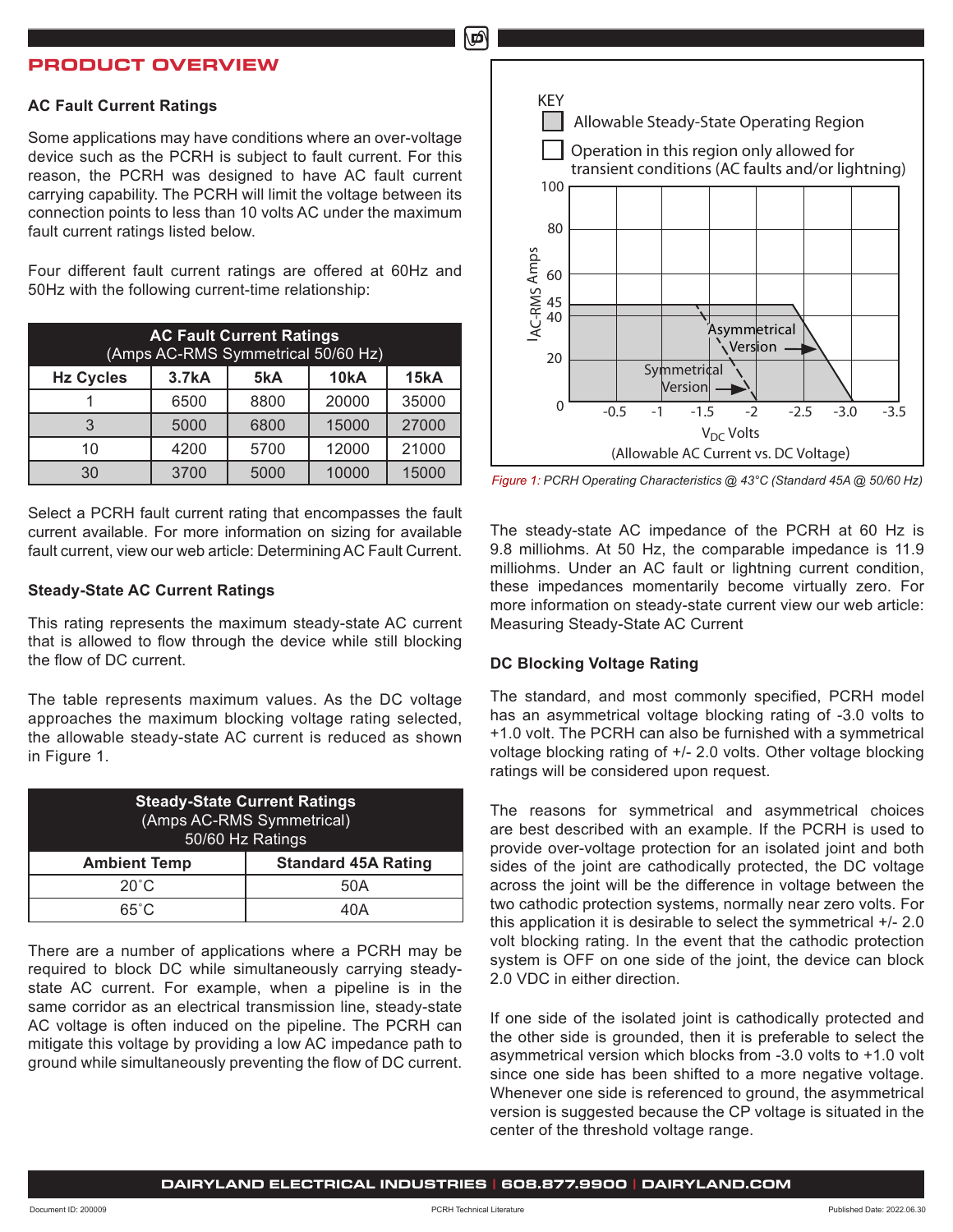## PRODUCT OVERVIEW

### AC Fault Current Ratings

Some applications may have conditions where an over-voltage device such as the PCRH is subject to fault current. For this reason, the PCRH was designed to have AC fault current carrying capability. The PCRH will limit the voltage between its connection points to less than 10 volts AC under the maximum fault current ratings listed below.

Four different fault current ratings are offered at 60Hz and 50Hz with the following current-time relationship:

| AC Fault Current Ratings (Amps AC-RMS Symmetrical 50/60 Hz) | | | | |
|---|---|---|---|---|
| **Hz Cycles** | **3.7kA** | **5kA** | **10kA** | **15kA** |
| 1 | 6500 | 8800 | 20000 | 35000 |
| 3 | 5000 | 6800 | 15000 | 27000 |
| 10 | 4200 | 5700 | 12000 | 21000 |
| 30 | 3700 | 5000 | 10000 | 15000 |

Select a PCRH fault current rating that encompasses the fault current available. For more information on sizing for available fault current, view our web article: Determining AC Fault Current.

### Steady-State AC Current Ratings

This rating represents the maximum steady-state AC current that is allowed to flow through the device while still blocking the flow of DC current.

The table represents maximum values. As the DC voltage approaches the maximum blocking voltage rating selected, the allowable steady-state AC current is reduced as shown in Figure 1.

| Steady-State Current Ratings (Amps AC-RMS Symmetrical) 50/60 Hz Ratings | |
|---|---|
| **Ambient Temp** | **Standard 45A Rating** |
| 20˚C | 50A |
| 65˚C | 40A |

There are a number of applications where a PCRH may be required to block DC while simultaneously carrying steady-state AC current. For example, when a pipeline is in the same corridor as an electrical transmission line, steady-state AC voltage is often induced on the pipeline. The PCRH can mitigate this voltage by providing a low AC impedance path to ground while simultaneously preventing the flow of DC current.

*Figure 1: PCRH Operating Characteristics @ 43°C (Standard 45A @ 50/60 Hz)*

The steady-state AC impedance of the PCRH at 60 Hz is 9.8 milliohms. At 50 Hz, the comparable impedance is 11.9 milliohms. Under an AC fault or lightning current condition, these impedances momentarily become virtually zero. For more information on steady-state current view our web article: Measuring Steady-State AC Current

### DC Blocking Voltage Rating

The standard, and most commonly specified, PCRH model has an asymmetrical voltage blocking rating of -3.0 volts to +1.0 volt. The PCRH can also be furnished with a symmetrical voltage blocking rating of +/- 2.0 volts. Other voltage blocking ratings will be considered upon request.

The reasons for symmetrical and asymmetrical choices are best described with an example. If the PCRH is used to provide over-voltage protection for an isolated joint and both sides of the joint are cathodically protected, the DC voltage across the joint will be the difference in voltage between the two cathodic protection systems, normally near zero volts. For this application it is desirable to select the symmetrical +/- 2.0 volt blocking rating. In the event that the cathodic protection system is OFF on one side of the joint, the device can block 2.0 VDC in either direction.

If one side of the isolated joint is cathodically protected and the other side is grounded, then it is preferable to select the asymmetrical version which blocks from -3.0 volts to +1.0 volt since one side has been shifted to a more negative voltage. Whenever one side is referenced to ground, the asymmetrical version is suggested because the CP voltage is situated in the center of the threshold voltage range.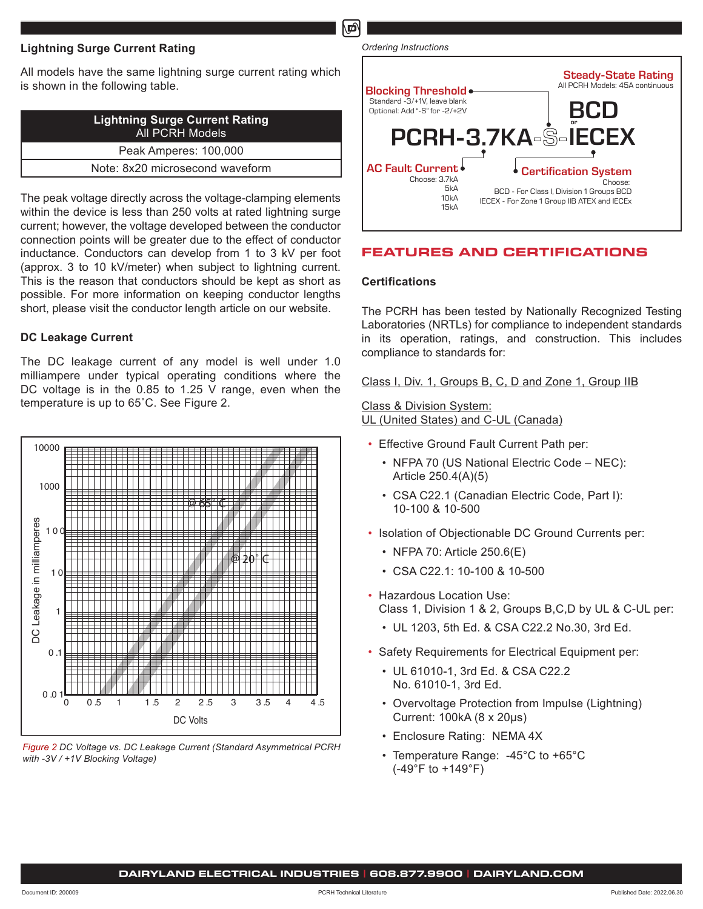## Lightning Surge Current Rating

All models have the same lightning surge current rating which is shown in the following table.

| Lightning Surge Current Rating<br>All PCRH Models |
|---|
| Peak Amperes: 100,000 |
| Note: 8x20 microsecond waveform |

The peak voltage directly across the voltage-clamping elements within the device is less than 250 volts at rated lightning surge current; however, the voltage developed between the conductor connection points will be greater due to the effect of conductor inductance. Conductors can develop from 1 to 3 kV per foot (approx. 3 to 10 kV/meter) when subject to lightning current. This is the reason that conductors should be kept as short as possible. For more information on keeping conductor lengths short, please visit the conductor length article on our website.

## DC Leakage Current

The DC leakage current of any model is well under 1.0 milliampere under typical operating conditions where the DC voltage is in the 0.85 to 1.25 V range, even when the temperature is up to 65˚C. See Figure 2.

*Figure 2 DC Voltage vs. DC Leakage Current (Standard Asymmetrical PCRH with -3V / +1V Blocking Voltage)*

*Ordering Instructions*

**PCRH-3.7KA-S-IECEX**

- **Blocking Threshold**: Standard -3/+1V, leave blank; Optional: Add "-S" for -2/+2V
- **Steady-State Rating**: All PCRH Models: 45A continuous
- **AC Fault Current**: Choose: 3.7kA, 5kA, 10kA, 15kA
- **Certification System**: BCD or IECEX. Choose: BCD - For Class I, Division 1 Groups BCD; IECEX - For Zone 1 Group IIB ATEX and IECEx

# FEATURES AND CERTIFICATIONS

## Certifications

The PCRH has been tested by Nationally Recognized Testing Laboratories (NRTLs) for compliance to independent standards in its operation, ratings, and construction. This includes compliance to standards for:

Class I, Div. 1, Groups B, C, D and Zone 1, Group IIB

Class & Division System:
UL (United States) and C-UL (Canada)

- Effective Ground Fault Current Path per:
  - NFPA 70 (US National Electric Code – NEC): Article 250.4(A)(5)
  - CSA C22.1 (Canadian Electric Code, Part I): 10-100 & 10-500
- Isolation of Objectionable DC Ground Currents per:
  - NFPA 70: Article 250.6(E)
  - CSA C22.1: 10-100 & 10-500
- Hazardous Location Use:
  Class 1, Division 1 & 2, Groups B,C,D by UL & C-UL per:
  - UL 1203, 5th Ed. & CSA C22.2 No.30, 3rd Ed.
- Safety Requirements for Electrical Equipment per:
  - UL 61010-1, 3rd Ed. & CSA C22.2 No. 61010-1, 3rd Ed.
  - Overvoltage Protection from Impulse (Lightning) Current: 100kA (8 x 20µs)
  - Enclosure Rating: NEMA 4X
  - Temperature Range: -45°C to +65°C (-49°F to +149°F)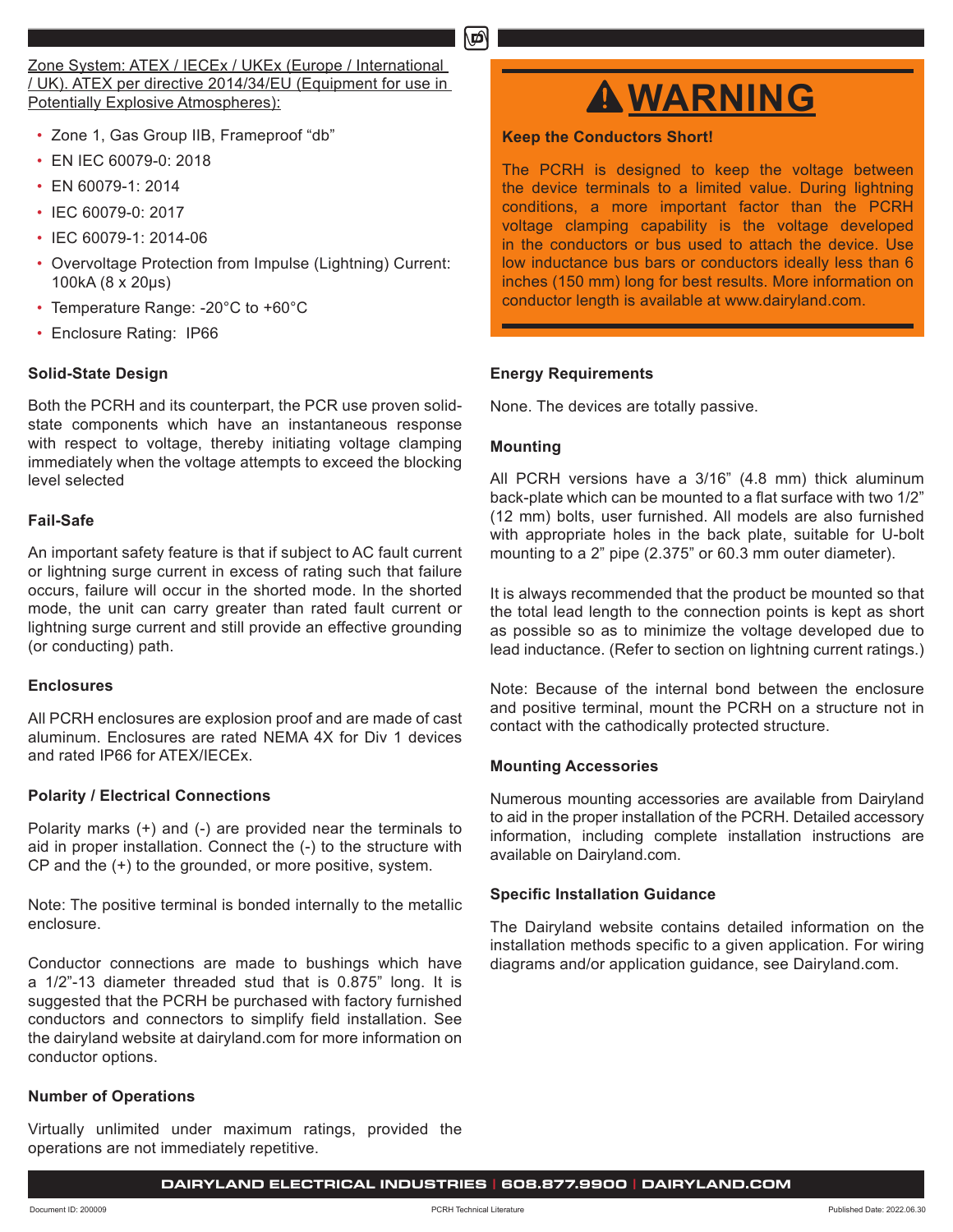Zone System: ATEX / IECEx / UKEx (Europe / International / UK). ATEX per directive 2014/34/EU (Equipment for use in Potentially Explosive Atmospheres):

- Zone 1, Gas Group IIB, Frameproof "db"
- EN IEC 60079-0: 2018
- EN 60079-1: 2014
- IEC 60079-0: 2017
- IEC 60079-1: 2014-06
- Overvoltage Protection from Impulse (Lightning) Current: 100kA (8 x 20μs)
- Temperature Range: -20°C to +60°C
- Enclosure Rating: IP66

### Solid-State Design

Both the PCRH and its counterpart, the PCR use proven solid-state components which have an instantaneous response with respect to voltage, thereby initiating voltage clamping immediately when the voltage attempts to exceed the blocking level selected

### Fail-Safe

An important safety feature is that if subject to AC fault current or lightning surge current in excess of rating such that failure occurs, failure will occur in the shorted mode. In the shorted mode, the unit can carry greater than rated fault current or lightning surge current and still provide an effective grounding (or conducting) path.

### Enclosures

All PCRH enclosures are explosion proof and are made of cast aluminum. Enclosures are rated NEMA 4X for Div 1 devices and rated IP66 for ATEX/IECEx.

### Polarity / Electrical Connections

Polarity marks (+) and (-) are provided near the terminals to aid in proper installation. Connect the (-) to the structure with CP and the (+) to the grounded, or more positive, system.

Note: The positive terminal is bonded internally to the metallic enclosure.

Conductor connections are made to bushings which have a 1/2"-13 diameter threaded stud that is 0.875" long. It is suggested that the PCRH be purchased with factory furnished conductors and connectors to simplify field installation. See the dairyland website at dairyland.com for more information on conductor options.

### Number of Operations

Virtually unlimited under maximum ratings, provided the operations are not immediately repetitive.

## ⚠WARNING

**Keep the Conductors Short!**

The PCRH is designed to keep the voltage between the device terminals to a limited value. During lightning conditions, a more important factor than the PCRH voltage clamping capability is the voltage developed in the conductors or bus used to attach the device. Use low inductance bus bars or conductors ideally less than 6 inches (150 mm) long for best results. More information on conductor length is available at www.dairyland.com.

### Energy Requirements

None. The devices are totally passive.

### Mounting

All PCRH versions have a 3/16" (4.8 mm) thick aluminum back-plate which can be mounted to a flat surface with two 1/2" (12 mm) bolts, user furnished. All models are also furnished with appropriate holes in the back plate, suitable for U-bolt mounting to a 2" pipe (2.375" or 60.3 mm outer diameter).

It is always recommended that the product be mounted so that the total lead length to the connection points is kept as short as possible so as to minimize the voltage developed due to lead inductance. (Refer to section on lightning current ratings.)

Note: Because of the internal bond between the enclosure and positive terminal, mount the PCRH on a structure not in contact with the cathodically protected structure.

### Mounting Accessories

Numerous mounting accessories are available from Dairyland to aid in the proper installation of the PCRH. Detailed accessory information, including complete installation instructions are available on Dairyland.com.

### Specific Installation Guidance

The Dairyland website contains detailed information on the installation methods specific to a given application. For wiring diagrams and/or application guidance, see Dairyland.com.